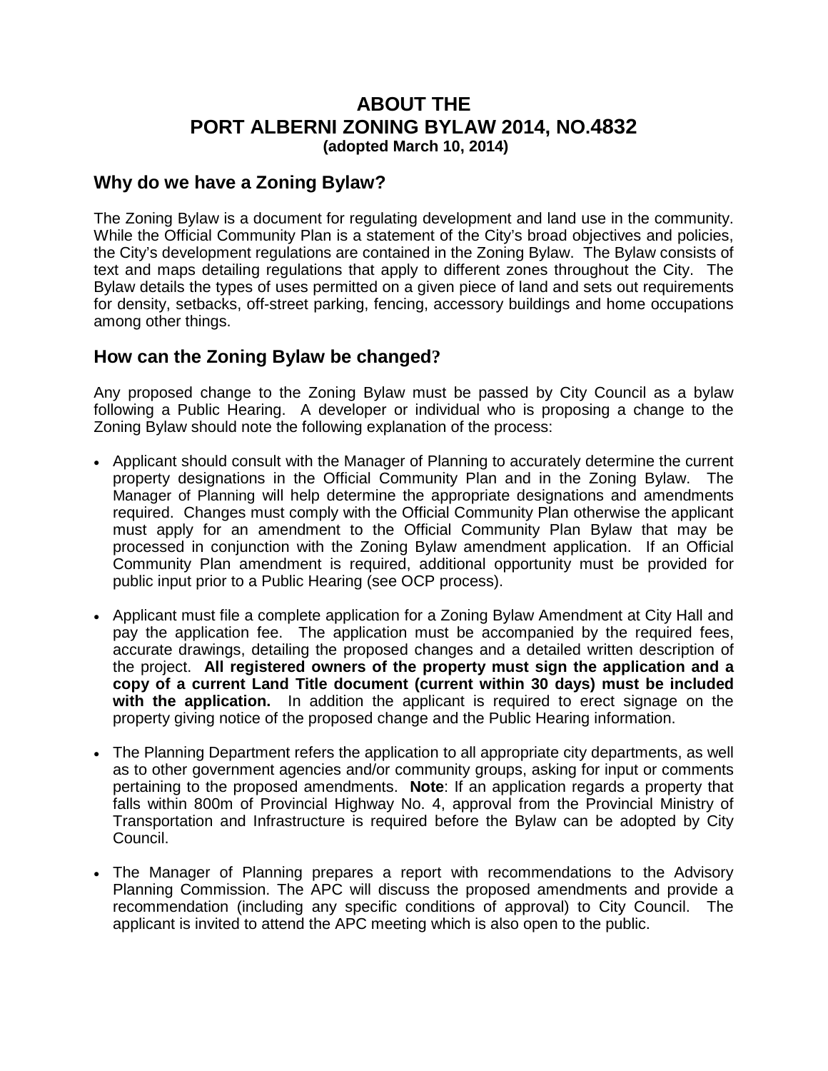# ABOUT THE PORT ALBERNI ZONING BYLAW 2014, NO.4832

**(adopted March 10, 2014)**

## Why do we have a Zoning Bylaw?

The Zoning Bylaw is a document for regulating development and land use in the community. While the Official Community Plan is a statement of the City's broad objectives and policies, the City's development regulations are contained in the Zoning Bylaw. The Bylaw consists of text and maps detailing regulations that apply to different zones throughout the City. The Bylaw details the types of uses permitted on a given piece of land and sets out requirements for density, setbacks, off-street parking, fencing, accessory buildings and home occupations among other things.

## How can the Zoning Bylaw be changed?

Any proposed change to the Zoning Bylaw must be passed by City Council as a bylaw following a Public Hearing. A developer or individual who is proposing a change to the Zoning Bylaw should note the following explanation of the process:

- Applicant should consult with the Manager of Planning to accurately determine the current property designations in the Official Community Plan and in the Zoning Bylaw. The Manager of Planning will help determine the appropriate designations and amendments required. Changes must comply with the Official Community Plan otherwise the applicant must apply for an amendment to the Official Community Plan Bylaw that may be processed in conjunction with the Zoning Bylaw amendment application. If an Official Community Plan amendment is required, additional opportunity must be provided for public input prior to a Public Hearing (see OCP process).

- Applicant must file a complete application for a Zoning Bylaw Amendment at City Hall and pay the application fee. The application must be accompanied by the required fees, accurate drawings, detailing the proposed changes and a detailed written description of the project. **All registered owners of the property must sign the application and a copy of a current Land Title document (current within 30 days) must be included with the application.** In addition the applicant is required to erect signage on the property giving notice of the proposed change and the Public Hearing information.

- The Planning Department refers the application to all appropriate city departments, as well as to other government agencies and/or community groups, asking for input or comments pertaining to the proposed amendments. **Note**: If an application regards a property that falls within 800m of Provincial Highway No. 4, approval from the Provincial Ministry of Transportation and Infrastructure is required before the Bylaw can be adopted by City Council.

- The Manager of Planning prepares a report with recommendations to the Advisory Planning Commission. The APC will discuss the proposed amendments and provide a recommendation (including any specific conditions of approval) to City Council. The applicant is invited to attend the APC meeting which is also open to the public.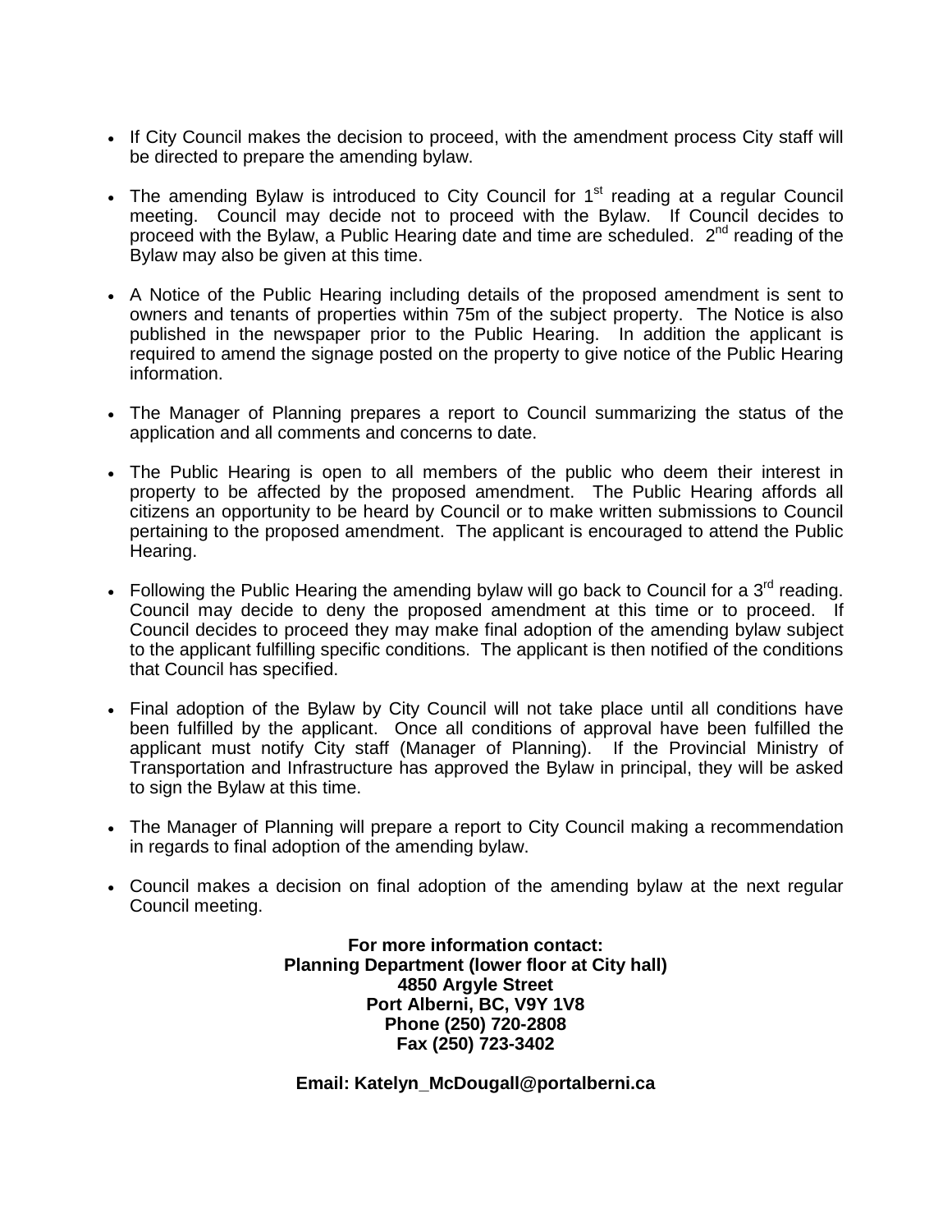- If City Council makes the decision to proceed, with the amendment process City staff will be directed to prepare the amending bylaw.

- The amending Bylaw is introduced to City Council for 1st reading at a regular Council meeting. Council may decide not to proceed with the Bylaw. If Council decides to proceed with the Bylaw, a Public Hearing date and time are scheduled. 2nd reading of the Bylaw may also be given at this time.

- A Notice of the Public Hearing including details of the proposed amendment is sent to owners and tenants of properties within 75m of the subject property. The Notice is also published in the newspaper prior to the Public Hearing. In addition the applicant is required to amend the signage posted on the property to give notice of the Public Hearing information.

- The Manager of Planning prepares a report to Council summarizing the status of the application and all comments and concerns to date.

- The Public Hearing is open to all members of the public who deem their interest in property to be affected by the proposed amendment. The Public Hearing affords all citizens an opportunity to be heard by Council or to make written submissions to Council pertaining to the proposed amendment. The applicant is encouraged to attend the Public Hearing.

- Following the Public Hearing the amending bylaw will go back to Council for a 3rd reading. Council may decide to deny the proposed amendment at this time or to proceed. If Council decides to proceed they may make final adoption of the amending bylaw subject to the applicant fulfilling specific conditions. The applicant is then notified of the conditions that Council has specified.

- Final adoption of the Bylaw by City Council will not take place until all conditions have been fulfilled by the applicant. Once all conditions of approval have been fulfilled the applicant must notify City staff (Manager of Planning). If the Provincial Ministry of Transportation and Infrastructure has approved the Bylaw in principal, they will be asked to sign the Bylaw at this time.

- The Manager of Planning will prepare a report to City Council making a recommendation in regards to final adoption of the amending bylaw.

- Council makes a decision on final adoption of the amending bylaw at the next regular Council meeting.

**For more information contact:**
**Planning Department (lower floor at City hall)**
**4850 Argyle Street**
**Port Alberni, BC, V9Y 1V8**
**Phone (250) 720-2808**
**Fax (250) 723-3402**

**Email: Katelyn_McDougall@portalberni.ca**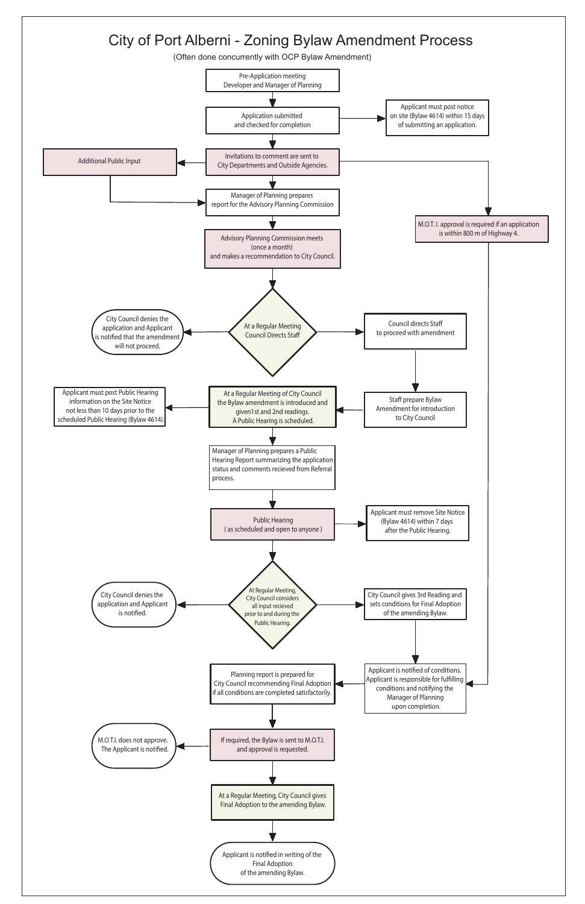# City of Port Alberni - Zoning Bylaw Amendment Process

(Often done concurrently with OCP Bylaw Amendment)

Pre-Application meeting
Developer and Manager of Planning

Application submitted
and checked for completion

Applicant must post notice
on site (Bylaw 4614) within 15 days
of submitting an application.

Invitations to comment are sent to
City Departments and Outside Agencies.

Additional Public Input

Manager of Planning prepares
report for the Advisory Planning Commission

M.O.T. I. approval is required if an application
is within 800 m of Highway 4.

Advisory Planning Commission meets
(once a month)
and makes a recommendation to City Council.

At a Regular Meeting
Council Directs Staff

City Council denies the
application and Applicant
is notified that the amendment
will not proceed.

Council directs Staff
to proceed with amendment

Staff prepare Bylaw
Amendment for introduction
to City Council

At a Regular Meeting of City Council
the Bylaw amendment is introduced and
given1st and 2nd readings.
A Public Hearing is scheduled.

Applicant must post Public Hearing
information on the Site Notice
not less than 10 days prior to the
scheduled Public Hearing (Bylaw 4614).

Manager of Planning prepares a Public
Hearing Report summarizing the application
status and comments recieved from Referral
process.

Public Hearing
( as scheduled and open to anyone )

Applicant must remove Site Notice
(Bylaw 4614) within 7 days
after the Public Hearing.

At Regular Meeting,
City Council considers
all input recieved
prior to and during the
Public Hearing.

City Council denies the
application and Applicant
is notified.

City Council gives 3rd Reading and
sets conditions for Final Adoption
of the amending Bylaw.

Applicant is notified of conditions.
Applicant is responsible for fulfilling
conditions and notifying the
Manager of Planning
upon completion.

Planning report is prepared for
City Council recommending Final Adoption
if all conditions are completed satisfactorily.

If required, the Bylaw is sent to M.O.T.I.
and approval is requested.

M.O.T.I. does not approve.
The Applicant is notified.

At a Regular Meeting, City Council gives
Final Adoption to the amending Bylaw.

Applicant is notified in writing of the
Final Adoption
of the amending Bylaw.